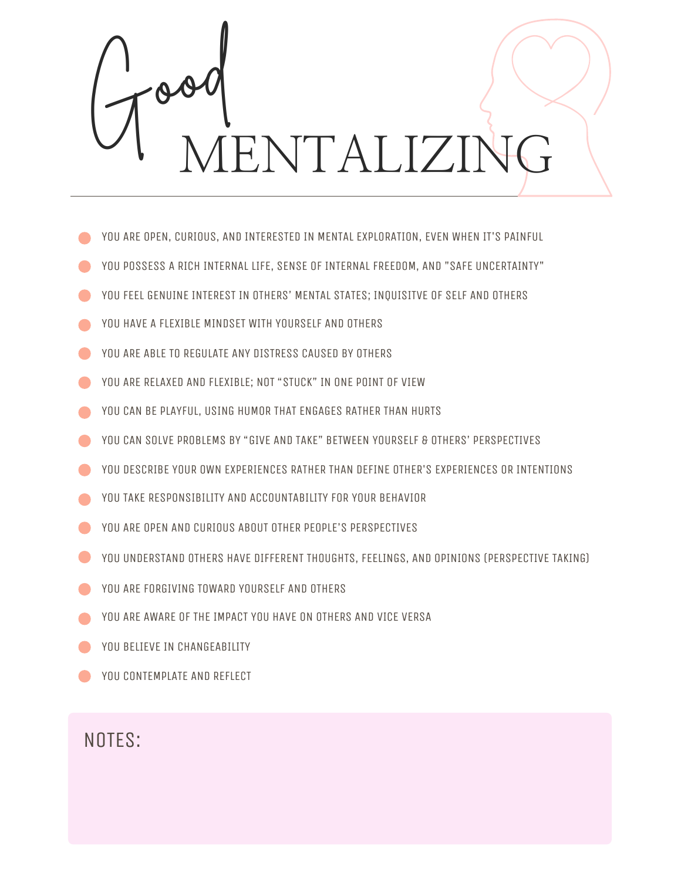# Good MENTALIZING

- YOU ARE OPEN, CURIOUS, AND INTERESTED IN MENTAL EXPLORATION, EVEN WHEN IT'S PAINFUL
- YOU POSSESS A RICH INTERNAL LIFE, SENSE OF INTERNAL FREEDOM, AND "SAFE UNCERTAINTY"
- YOU FEEL GENUINE INTEREST IN OTHERS' MENTAL STATES; INQUISITVE OF SELF AND OTHERS
- YOU HAVE A FLEXIBLE MINDSET WITH YOURSELF AND OTHERS
- YOU ARE ABLE TO REGULATE ANY DISTRESS CAUSED BY OTHERS
- YOU ARE RELAXED AND FLEXIBLE; NOT "STUCK" IN ONE POINT OF VIEW
- YOU CAN BE PLAYFUL, USING HUMOR THAT ENGAGES RATHER THAN HURTS
- YOU CAN SOLVE PROBLEMS BY "GIVE AND TAKE" BETWEEN YOURSELF & OTHERS' PERSPECTIVES
- YOU DESCRIBE YOUR OWN EXPERIENCES RATHER THAN DEFINE OTHER'S EXPERIENCES OR INTENTIONS
- YOU TAKE RESPONSIBILITY AND ACCOUNTABILITY FOR YOUR BEHAVIOR
- YOU ARE OPEN AND CURIOUS ABOUT OTHER PEOPLE'S PERSPECTIVES
- YOU UNDERSTAND OTHERS HAVE DIFFERENT THOUGHTS, FEELINGS, AND OPINIONS (PERSPECTIVE TAKING)
- YOU ARE FORGIVING TOWARD YOURSELF AND OTHERS
- YOU ARE AWARE OF THE IMPACT YOU HAVE ON OTHERS AND VICE VERSA
- YOU BELIEVE IN CHANGEABILITY
- YOU CONTEMPLATE AND REFLECT

NOTES: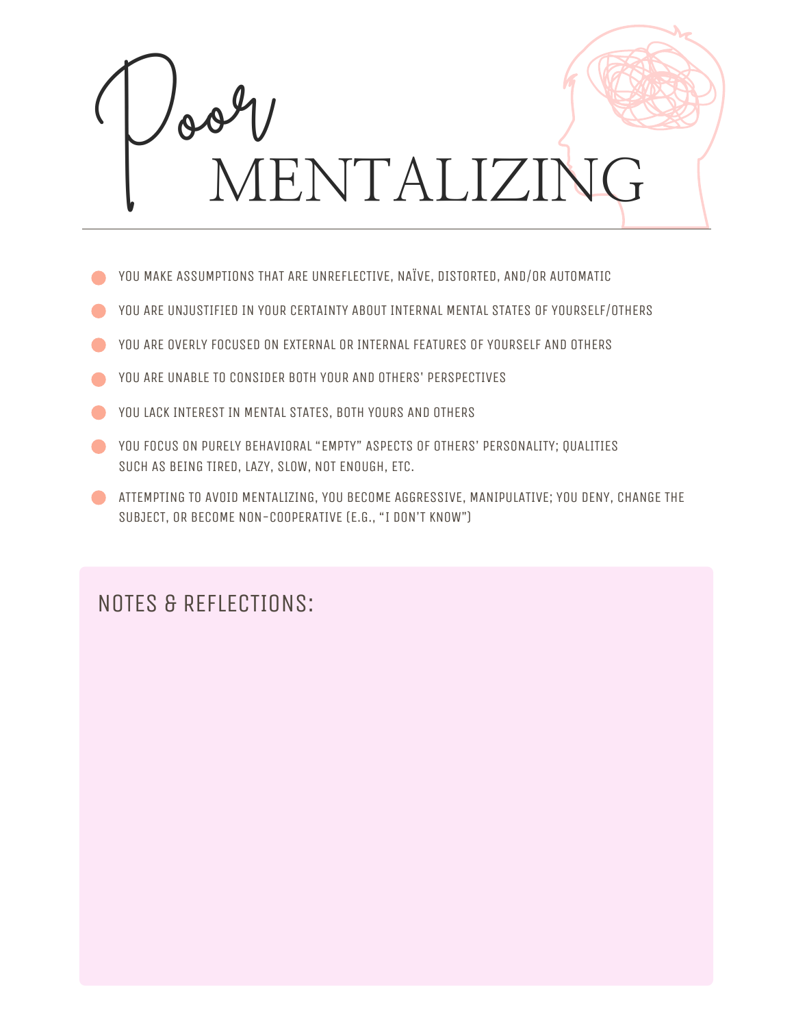# Poor MENTALIZING

- YOU MAKE ASSUMPTIONS THAT ARE UNREFLECTIVE, NAÏVE, DISTORTED, AND/OR AUTOMATIC
- YOU ARE UNJUSTIFIED IN YOUR CERTAINTY ABOUT INTERNAL MENTAL STATES OF YOURSELF/OTHERS
- YOU ARE OVERLY FOCUSED ON EXTERNAL OR INTERNAL FEATURES OF YOURSELF AND OTHERS
- YOU ARE UNABLE TO CONSIDER BOTH YOUR AND OTHERS' PERSPECTIVES
- YOU LACK INTEREST IN MENTAL STATES, BOTH YOURS AND OTHERS
- YOU FOCUS ON PURELY BEHAVIORAL "EMPTY" ASPECTS OF OTHERS' PERSONALITY; QUALITIES SUCH AS BEING TIRED, LAZY, SLOW, NOT ENOUGH, ETC.
- ATTEMPTING TO AVOID MENTALIZING, YOU BECOME AGGRESSIVE, MANIPULATIVE; YOU DENY, CHANGE THE SUBJECT, OR BECOME NON-COOPERATIVE (E.G., "I DON'T KNOW")

NOTES & REFLECTIONS: